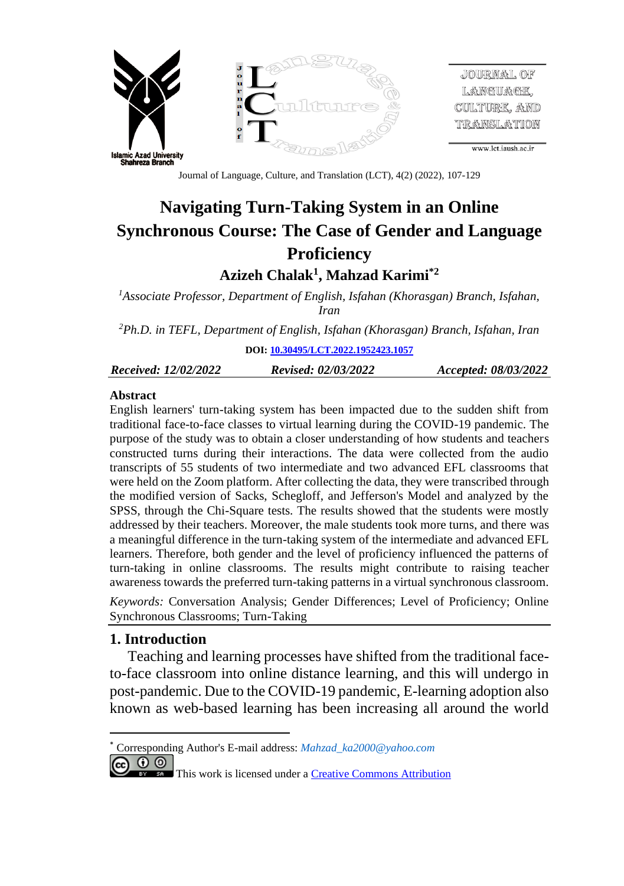Journal of Language, Culture, and Translation (LCT), 4(2) (2022), 107-129

# Navigating Turn-Taking System in an Online Synchronous Course: The Case of Gender and Language Proficiency

**Azizeh Chalak[1], Mahzad Karimi[*2]**

[1]*Associate Professor, Department of English, Isfahan (Khorasgan) Branch, Isfahan, Iran*

[2]*Ph.D. in TEFL, Department of English, Isfahan (Khorasgan) Branch, Isfahan, Iran*

**DOI: [10.30495/LCT.2022.1952423.1057](10.30495/LCT.2022.1952423.1057)**

| ***Received: 12/02/2022*** | ***Revised: 02/03/2022*** | ***Accepted: 08/03/2022*** |
|---|---|---|

**Abstract**

English learners' turn-taking system has been impacted due to the sudden shift from traditional face-to-face classes to virtual learning during the COVID-19 pandemic. The purpose of the study was to obtain a closer understanding of how students and teachers constructed turns during their interactions. The data were collected from the audio transcripts of 55 students of two intermediate and two advanced EFL classrooms that were held on the Zoom platform. After collecting the data, they were transcribed through the modified version of Sacks, Schegloff, and Jefferson's Model and analyzed by the SPSS, through the Chi-Square tests. The results showed that the students were mostly addressed by their teachers. Moreover, the male students took more turns, and there was a meaningful difference in the turn-taking system of the intermediate and advanced EFL learners. Therefore, both gender and the level of proficiency influenced the patterns of turn-taking in online classrooms. The results might contribute to raising teacher awareness towards the preferred turn-taking patterns in a virtual synchronous classroom.

*Keywords:* Conversation Analysis; Gender Differences; Level of Proficiency; Online Synchronous Classrooms; Turn-Taking

## 1. Introduction

Teaching and learning processes have shifted from the traditional face-to-face classroom into online distance learning, and this will undergo in post-pandemic. Due to the COVID-19 pandemic, E-learning adoption also known as web-based learning has been increasing all around the world

---

[*] Corresponding Author's E-mail address: *Mahzad_ka2000@yahoo.com*

This work is licensed under a [Creative Commons Attribution](Creative Commons Attribution)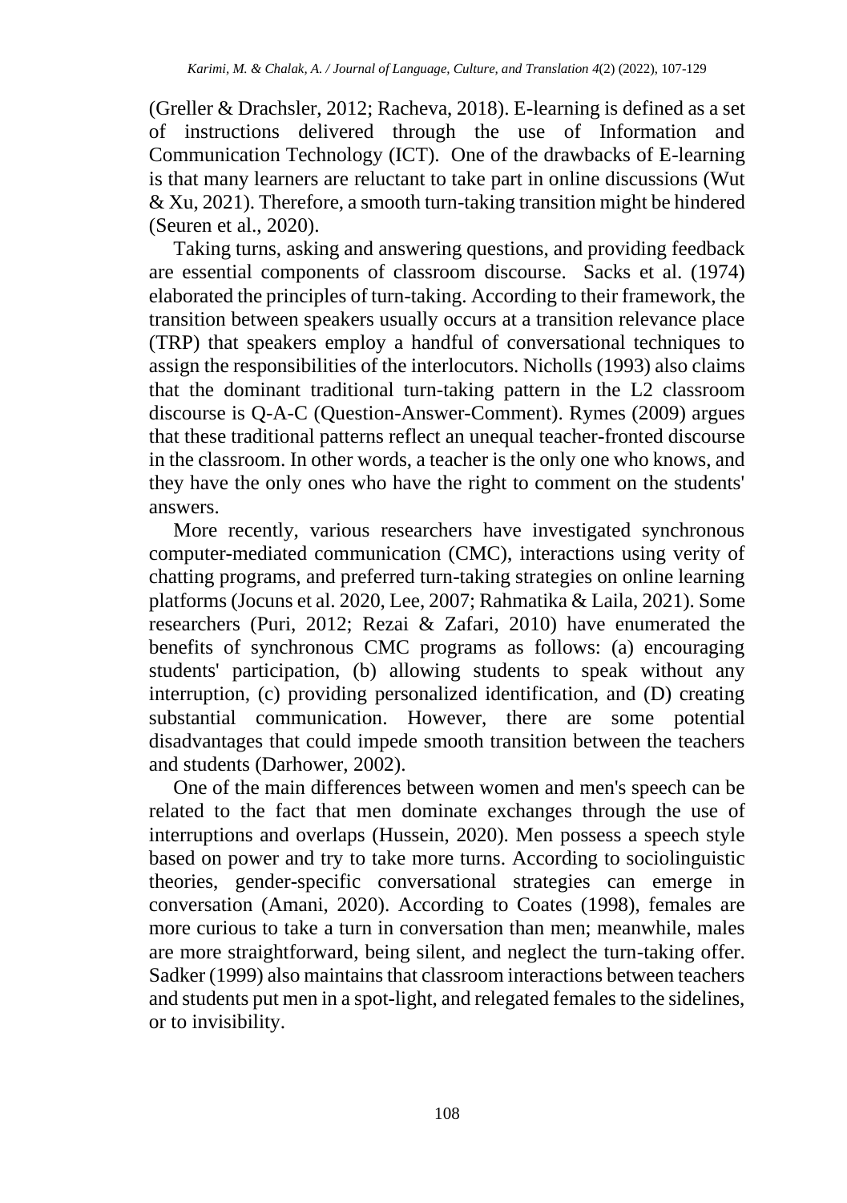(Greller & Drachsler, 2012; Racheva, 2018). E-learning is defined as a set of instructions delivered through the use of Information and Communication Technology (ICT). One of the drawbacks of E-learning is that many learners are reluctant to take part in online discussions (Wut & Xu, 2021). Therefore, a smooth turn-taking transition might be hindered (Seuren et al., 2020).

Taking turns, asking and answering questions, and providing feedback are essential components of classroom discourse. Sacks et al. (1974) elaborated the principles of turn-taking. According to their framework, the transition between speakers usually occurs at a transition relevance place (TRP) that speakers employ a handful of conversational techniques to assign the responsibilities of the interlocutors. Nicholls (1993) also claims that the dominant traditional turn-taking pattern in the L2 classroom discourse is Q-A-C (Question-Answer-Comment). Rymes (2009) argues that these traditional patterns reflect an unequal teacher-fronted discourse in the classroom. In other words, a teacher is the only one who knows, and they have the only ones who have the right to comment on the students' answers.

More recently, various researchers have investigated synchronous computer-mediated communication (CMC), interactions using verity of chatting programs, and preferred turn-taking strategies on online learning platforms (Jocuns et al. 2020, Lee, 2007; Rahmatika & Laila, 2021). Some researchers (Puri, 2012; Rezai & Zafari, 2010) have enumerated the benefits of synchronous CMC programs as follows: (a) encouraging students' participation, (b) allowing students to speak without any interruption, (c) providing personalized identification, and (D) creating substantial communication. However, there are some potential disadvantages that could impede smooth transition between the teachers and students (Darhower, 2002).

One of the main differences between women and men's speech can be related to the fact that men dominate exchanges through the use of interruptions and overlaps (Hussein, 2020). Men possess a speech style based on power and try to take more turns. According to sociolinguistic theories, gender-specific conversational strategies can emerge in conversation (Amani, 2020). According to Coates (1998), females are more curious to take a turn in conversation than men; meanwhile, males are more straightforward, being silent, and neglect the turn-taking offer. Sadker (1999) also maintains that classroom interactions between teachers and students put men in a spot-light, and relegated females to the sidelines, or to invisibility.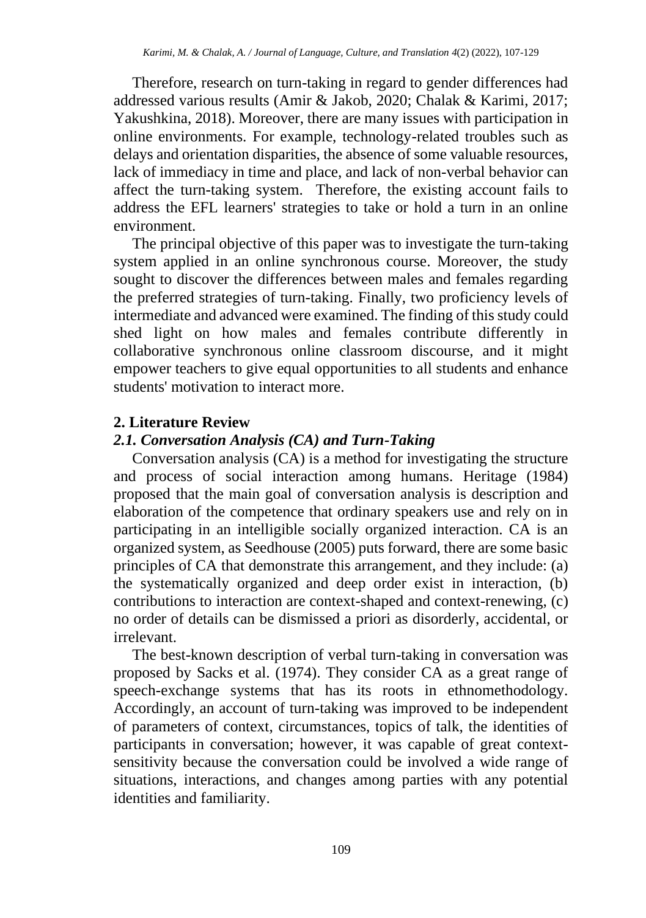Therefore, research on turn-taking in regard to gender differences had addressed various results (Amir & Jakob, 2020; Chalak & Karimi, 2017; Yakushkina, 2018). Moreover, there are many issues with participation in online environments. For example, technology-related troubles such as delays and orientation disparities, the absence of some valuable resources, lack of immediacy in time and place, and lack of non-verbal behavior can affect the turn-taking system. Therefore, the existing account fails to address the EFL learners' strategies to take or hold a turn in an online environment.

The principal objective of this paper was to investigate the turn-taking system applied in an online synchronous course. Moreover, the study sought to discover the differences between males and females regarding the preferred strategies of turn-taking. Finally, two proficiency levels of intermediate and advanced were examined. The finding of this study could shed light on how males and females contribute differently in collaborative synchronous online classroom discourse, and it might empower teachers to give equal opportunities to all students and enhance students' motivation to interact more.

## 2. Literature Review

### *2.1. Conversation Analysis (CA) and Turn-Taking*

Conversation analysis (CA) is a method for investigating the structure and process of social interaction among humans. Heritage (1984) proposed that the main goal of conversation analysis is description and elaboration of the competence that ordinary speakers use and rely on in participating in an intelligible socially organized interaction. CA is an organized system, as Seedhouse (2005) puts forward, there are some basic principles of CA that demonstrate this arrangement, and they include: (a) the systematically organized and deep order exist in interaction, (b) contributions to interaction are context-shaped and context-renewing, (c) no order of details can be dismissed a priori as disorderly, accidental, or irrelevant.

The best-known description of verbal turn-taking in conversation was proposed by Sacks et al. (1974). They consider CA as a great range of speech-exchange systems that has its roots in ethnomethodology. Accordingly, an account of turn-taking was improved to be independent of parameters of context, circumstances, topics of talk, the identities of participants in conversation; however, it was capable of great context-sensitivity because the conversation could be involved a wide range of situations, interactions, and changes among parties with any potential identities and familiarity.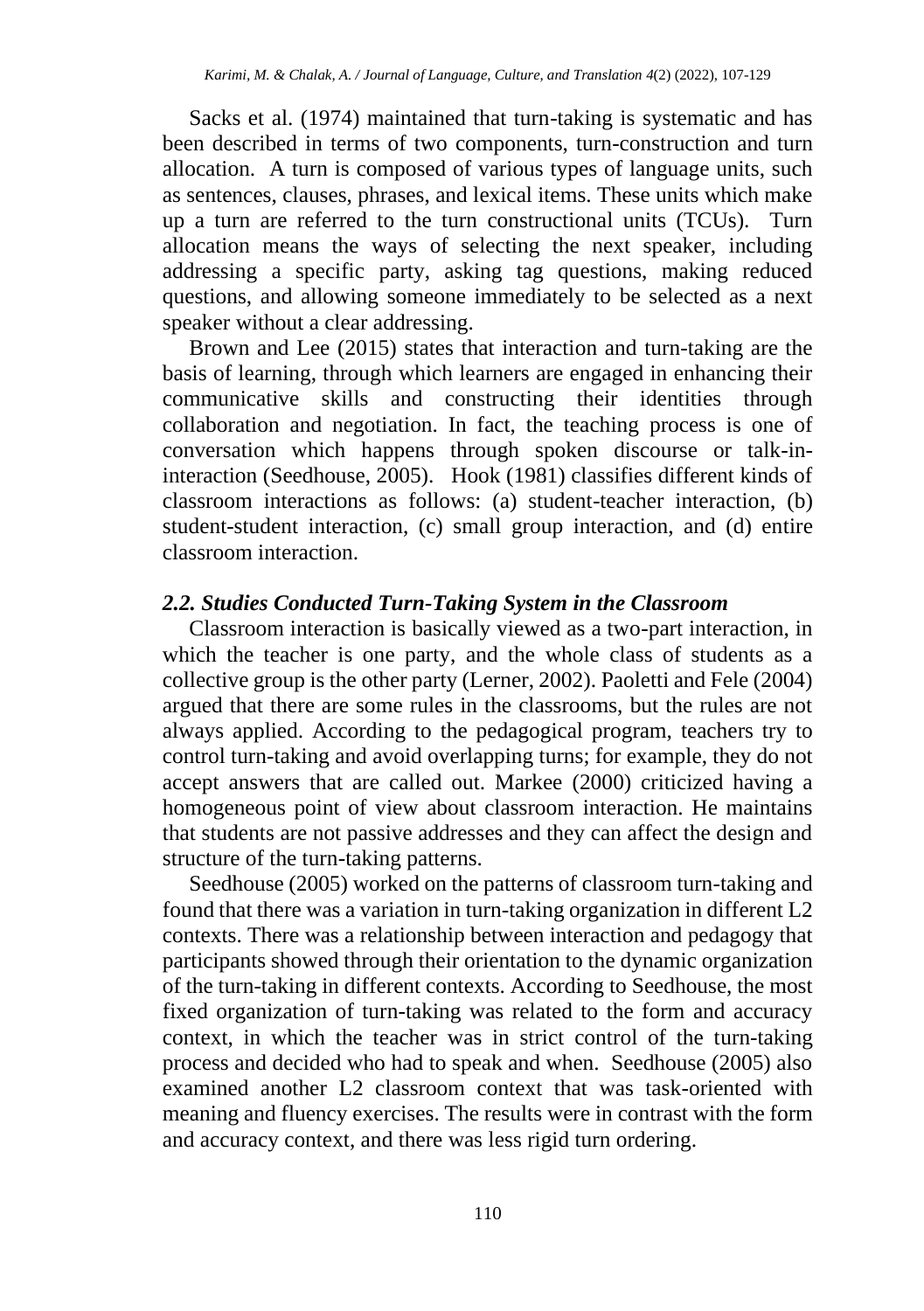Sacks et al. (1974) maintained that turn-taking is systematic and has been described in terms of two components, turn-construction and turn allocation. A turn is composed of various types of language units, such as sentences, clauses, phrases, and lexical items. These units which make up a turn are referred to the turn constructional units (TCUs). Turn allocation means the ways of selecting the next speaker, including addressing a specific party, asking tag questions, making reduced questions, and allowing someone immediately to be selected as a next speaker without a clear addressing.

Brown and Lee (2015) states that interaction and turn-taking are the basis of learning, through which learners are engaged in enhancing their communicative skills and constructing their identities through collaboration and negotiation. In fact, the teaching process is one of conversation which happens through spoken discourse or talk-in-interaction (Seedhouse, 2005). Hook (1981) classifies different kinds of classroom interactions as follows: (a) student-teacher interaction, (b) student-student interaction, (c) small group interaction, and (d) entire classroom interaction.

### *2.2. Studies Conducted Turn-Taking System in the Classroom*

Classroom interaction is basically viewed as a two-part interaction, in which the teacher is one party, and the whole class of students as a collective group is the other party (Lerner, 2002). Paoletti and Fele (2004) argued that there are some rules in the classrooms, but the rules are not always applied. According to the pedagogical program, teachers try to control turn-taking and avoid overlapping turns; for example, they do not accept answers that are called out. Markee (2000) criticized having a homogeneous point of view about classroom interaction. He maintains that students are not passive addresses and they can affect the design and structure of the turn-taking patterns.

Seedhouse (2005) worked on the patterns of classroom turn-taking and found that there was a variation in turn-taking organization in different L2 contexts. There was a relationship between interaction and pedagogy that participants showed through their orientation to the dynamic organization of the turn-taking in different contexts. According to Seedhouse, the most fixed organization of turn-taking was related to the form and accuracy context, in which the teacher was in strict control of the turn-taking process and decided who had to speak and when. Seedhouse (2005) also examined another L2 classroom context that was task-oriented with meaning and fluency exercises. The results were in contrast with the form and accuracy context, and there was less rigid turn ordering.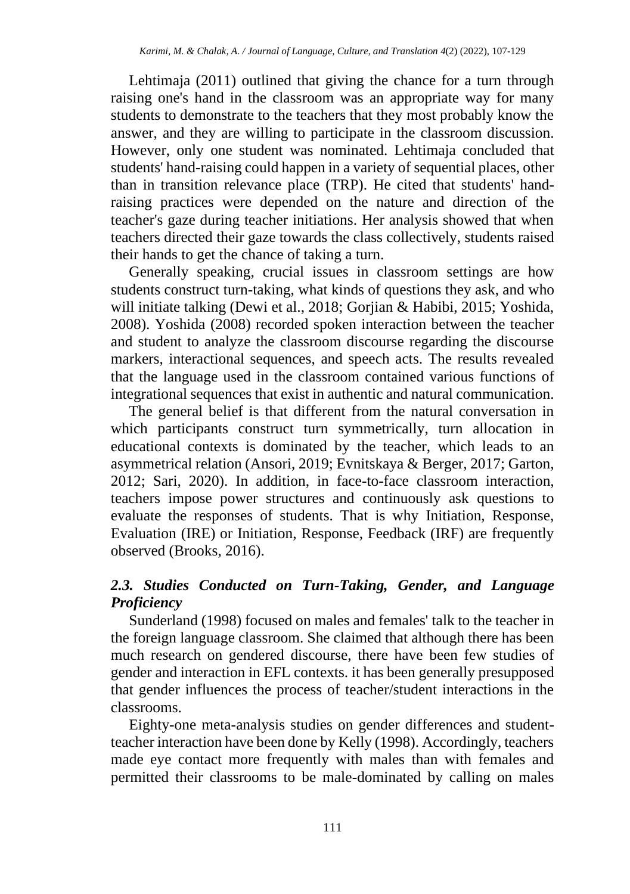Lehtimaja (2011) outlined that giving the chance for a turn through raising one's hand in the classroom was an appropriate way for many students to demonstrate to the teachers that they most probably know the answer, and they are willing to participate in the classroom discussion. However, only one student was nominated. Lehtimaja concluded that students' hand-raising could happen in a variety of sequential places, other than in transition relevance place (TRP). He cited that students' hand-raising practices were depended on the nature and direction of the teacher's gaze during teacher initiations. Her analysis showed that when teachers directed their gaze towards the class collectively, students raised their hands to get the chance of taking a turn.

Generally speaking, crucial issues in classroom settings are how students construct turn-taking, what kinds of questions they ask, and who will initiate talking (Dewi et al., 2018; Gorjian & Habibi, 2015; Yoshida, 2008). Yoshida (2008) recorded spoken interaction between the teacher and student to analyze the classroom discourse regarding the discourse markers, interactional sequences, and speech acts. The results revealed that the language used in the classroom contained various functions of integrational sequences that exist in authentic and natural communication.

The general belief is that different from the natural conversation in which participants construct turn symmetrically, turn allocation in educational contexts is dominated by the teacher, which leads to an asymmetrical relation (Ansori, 2019; Evnitskaya & Berger, 2017; Garton, 2012; Sari, 2020). In addition, in face-to-face classroom interaction, teachers impose power structures and continuously ask questions to evaluate the responses of students. That is why Initiation, Response, Evaluation (IRE) or Initiation, Response, Feedback (IRF) are frequently observed (Brooks, 2016).

### *2.3. Studies Conducted on Turn-Taking, Gender, and Language Proficiency*

Sunderland (1998) focused on males and females' talk to the teacher in the foreign language classroom. She claimed that although there has been much research on gendered discourse, there have been few studies of gender and interaction in EFL contexts. it has been generally presupposed that gender influences the process of teacher/student interactions in the classrooms.

Eighty-one meta-analysis studies on gender differences and student-teacher interaction have been done by Kelly (1998). Accordingly, teachers made eye contact more frequently with males than with females and permitted their classrooms to be male-dominated by calling on males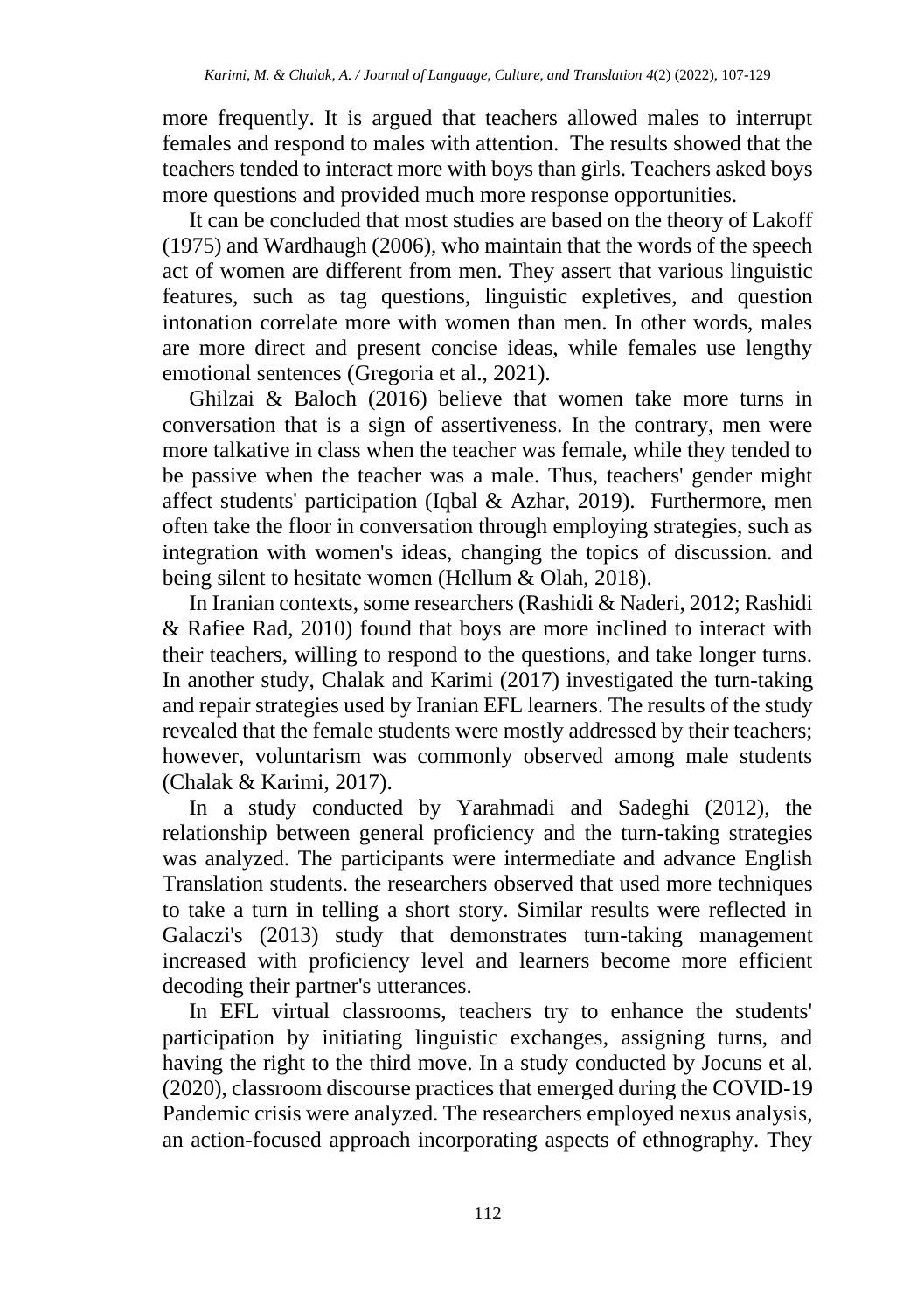more frequently. It is argued that teachers allowed males to interrupt females and respond to males with attention. The results showed that the teachers tended to interact more with boys than girls. Teachers asked boys more questions and provided much more response opportunities.

It can be concluded that most studies are based on the theory of Lakoff (1975) and Wardhaugh (2006), who maintain that the words of the speech act of women are different from men. They assert that various linguistic features, such as tag questions, linguistic expletives, and question intonation correlate more with women than men. In other words, males are more direct and present concise ideas, while females use lengthy emotional sentences (Gregoria et al., 2021).

Ghilzai & Baloch (2016) believe that women take more turns in conversation that is a sign of assertiveness. In the contrary, men were more talkative in class when the teacher was female, while they tended to be passive when the teacher was a male. Thus, teachers' gender might affect students' participation (Iqbal & Azhar, 2019). Furthermore, men often take the floor in conversation through employing strategies, such as integration with women's ideas, changing the topics of discussion. and being silent to hesitate women (Hellum & Olah, 2018).

In Iranian contexts, some researchers (Rashidi & Naderi, 2012; Rashidi & Rafiee Rad, 2010) found that boys are more inclined to interact with their teachers, willing to respond to the questions, and take longer turns. In another study, Chalak and Karimi (2017) investigated the turn-taking and repair strategies used by Iranian EFL learners. The results of the study revealed that the female students were mostly addressed by their teachers; however, voluntarism was commonly observed among male students (Chalak & Karimi, 2017).

In a study conducted by Yarahmadi and Sadeghi (2012), the relationship between general proficiency and the turn-taking strategies was analyzed. The participants were intermediate and advance English Translation students. the researchers observed that used more techniques to take a turn in telling a short story. Similar results were reflected in Galaczi's (2013) study that demonstrates turn-taking management increased with proficiency level and learners become more efficient decoding their partner's utterances.

In EFL virtual classrooms, teachers try to enhance the students' participation by initiating linguistic exchanges, assigning turns, and having the right to the third move. In a study conducted by Jocuns et al. (2020), classroom discourse practices that emerged during the COVID-19 Pandemic crisis were analyzed. The researchers employed nexus analysis, an action-focused approach incorporating aspects of ethnography. They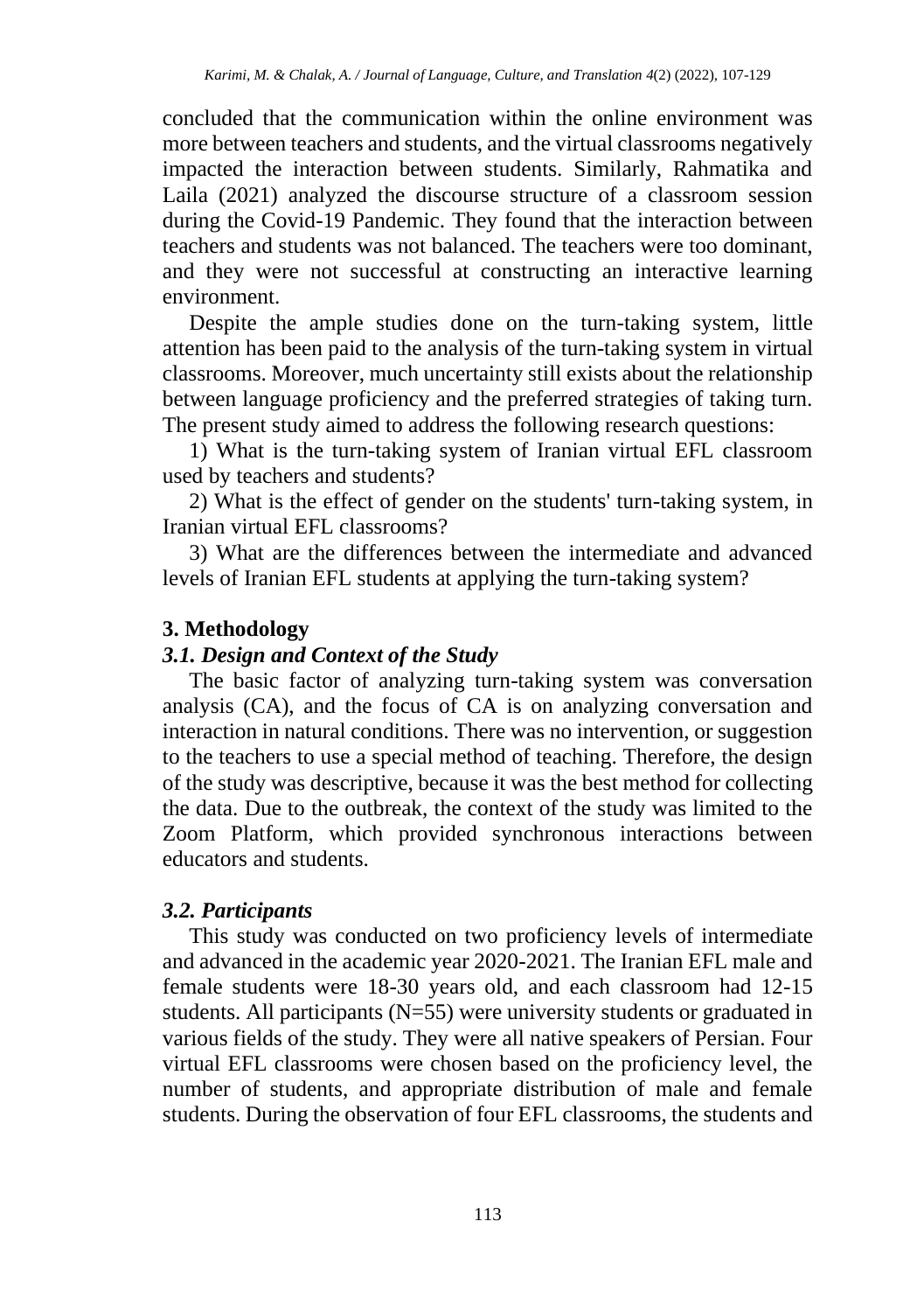concluded that the communication within the online environment was more between teachers and students, and the virtual classrooms negatively impacted the interaction between students. Similarly, Rahmatika and Laila (2021) analyzed the discourse structure of a classroom session during the Covid-19 Pandemic. They found that the interaction between teachers and students was not balanced. The teachers were too dominant, and they were not successful at constructing an interactive learning environment.

Despite the ample studies done on the turn-taking system, little attention has been paid to the analysis of the turn-taking system in virtual classrooms. Moreover, much uncertainty still exists about the relationship between language proficiency and the preferred strategies of taking turn. The present study aimed to address the following research questions:

1) What is the turn-taking system of Iranian virtual EFL classroom used by teachers and students?

2) What is the effect of gender on the students' turn-taking system, in Iranian virtual EFL classrooms?

3) What are the differences between the intermediate and advanced levels of Iranian EFL students at applying the turn-taking system?

## 3. Methodology

### *3.1. Design and Context of the Study*

The basic factor of analyzing turn-taking system was conversation analysis (CA), and the focus of CA is on analyzing conversation and interaction in natural conditions. There was no intervention, or suggestion to the teachers to use a special method of teaching. Therefore, the design of the study was descriptive, because it was the best method for collecting the data. Due to the outbreak, the context of the study was limited to the Zoom Platform, which provided synchronous interactions between educators and students.

### *3.2. Participants*

This study was conducted on two proficiency levels of intermediate and advanced in the academic year 2020-2021. The Iranian EFL male and female students were 18-30 years old, and each classroom had 12-15 students. All participants (N=55) were university students or graduated in various fields of the study. They were all native speakers of Persian. Four virtual EFL classrooms were chosen based on the proficiency level, the number of students, and appropriate distribution of male and female students. During the observation of four EFL classrooms, the students and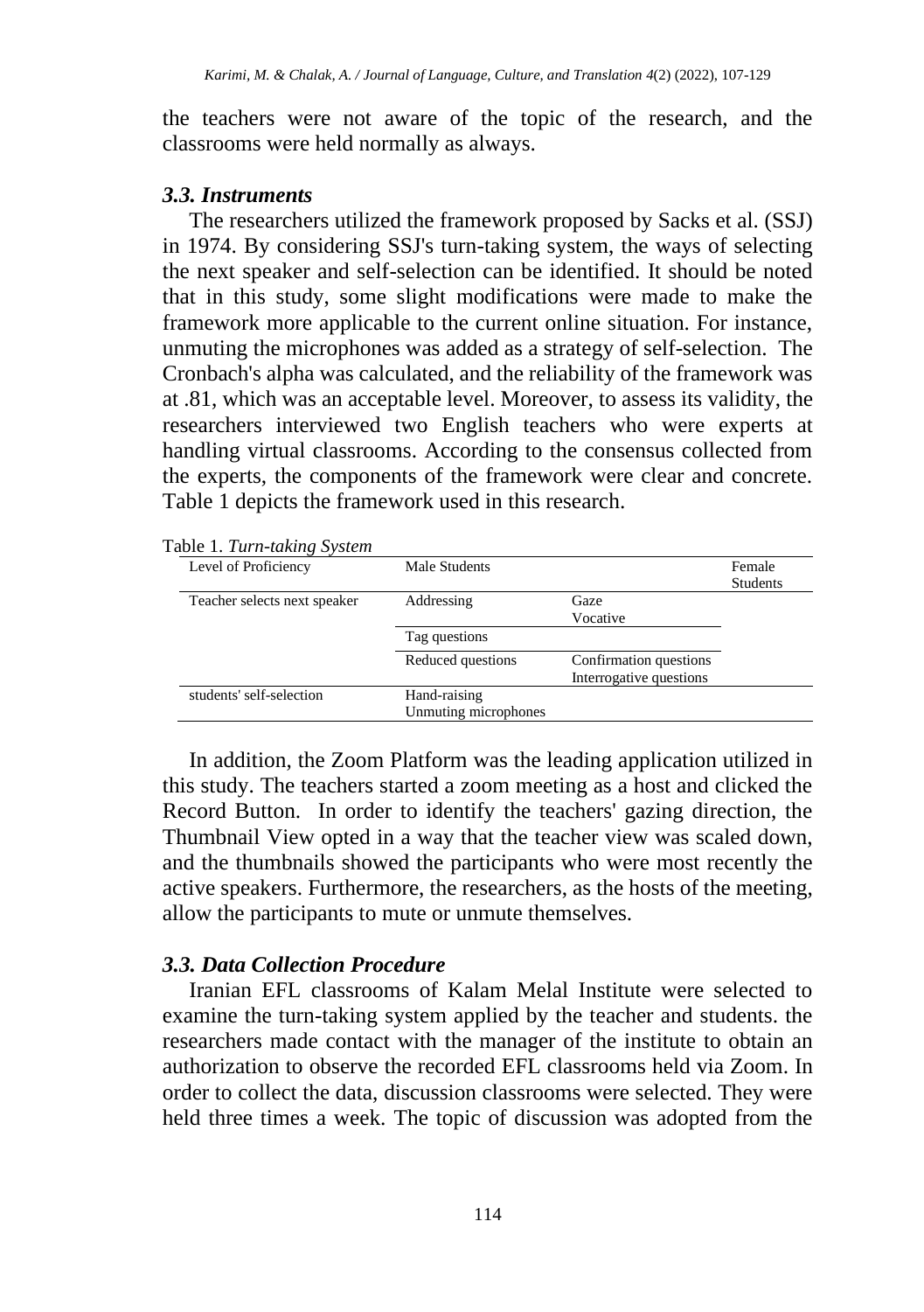the teachers were not aware of the topic of the research, and the classrooms were held normally as always.

### *3.3. Instruments*

The researchers utilized the framework proposed by Sacks et al. (SSJ) in 1974. By considering SSJ's turn-taking system, the ways of selecting the next speaker and self-selection can be identified. It should be noted that in this study, some slight modifications were made to make the framework more applicable to the current online situation. For instance, unmuting the microphones was added as a strategy of self-selection. The Cronbach's alpha was calculated, and the reliability of the framework was at .81, which was an acceptable level. Moreover, to assess its validity, the researchers interviewed two English teachers who were experts at handling virtual classrooms. According to the consensus collected from the experts, the components of the framework were clear and concrete. Table 1 depicts the framework used in this research.

Table 1. *Turn-taking System*

| Level of Proficiency | Male Students | | Female Students |
|---|---|---|---|
| Teacher selects next speaker | Addressing | Gaze<br>Vocative | |
| | Tag questions | | |
| | Reduced questions | Confirmation questions<br>Interrogative questions | |
| students' self-selection | Hand-raising<br>Unmuting microphones | | |

In addition, the Zoom Platform was the leading application utilized in this study. The teachers started a zoom meeting as a host and clicked the Record Button. In order to identify the teachers' gazing direction, the Thumbnail View opted in a way that the teacher view was scaled down, and the thumbnails showed the participants who were most recently the active speakers. Furthermore, the researchers, as the hosts of the meeting, allow the participants to mute or unmute themselves.

### *3.3. Data Collection Procedure*

Iranian EFL classrooms of Kalam Melal Institute were selected to examine the turn-taking system applied by the teacher and students. the researchers made contact with the manager of the institute to obtain an authorization to observe the recorded EFL classrooms held via Zoom. In order to collect the data, discussion classrooms were selected. They were held three times a week. The topic of discussion was adopted from the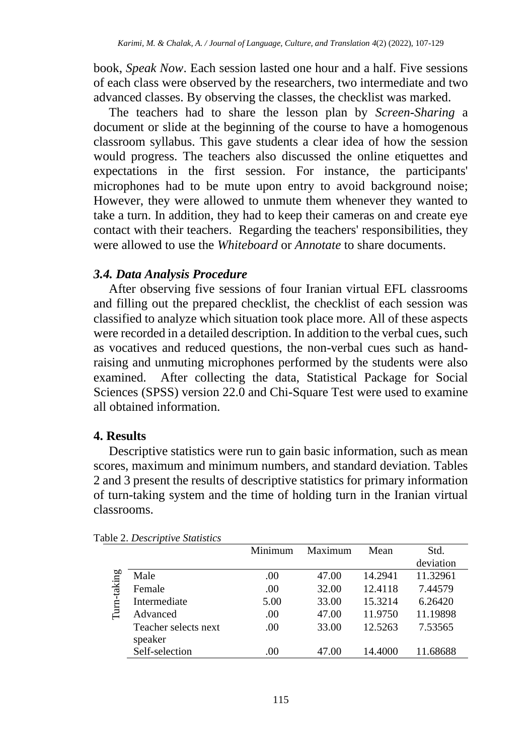book, *Speak Now*. Each session lasted one hour and a half. Five sessions of each class were observed by the researchers, two intermediate and two advanced classes. By observing the classes, the checklist was marked.

The teachers had to share the lesson plan by *Screen-Sharing* a document or slide at the beginning of the course to have a homogenous classroom syllabus. This gave students a clear idea of how the session would progress. The teachers also discussed the online etiquettes and expectations in the first session. For instance, the participants' microphones had to be mute upon entry to avoid background noise; However, they were allowed to unmute them whenever they wanted to take a turn. In addition, they had to keep their cameras on and create eye contact with their teachers. Regarding the teachers' responsibilities, they were allowed to use the *Whiteboard* or *Annotate* to share documents.

### *3.4. Data Analysis Procedure*

After observing five sessions of four Iranian virtual EFL classrooms and filling out the prepared checklist, the checklist of each session was classified to analyze which situation took place more. All of these aspects were recorded in a detailed description. In addition to the verbal cues, such as vocatives and reduced questions, the non-verbal cues such as hand-raising and unmuting microphones performed by the students were also examined. After collecting the data, Statistical Package for Social Sciences (SPSS) version 22.0 and Chi-Square Test were used to examine all obtained information.

## 4. Results

Descriptive statistics were run to gain basic information, such as mean scores, maximum and minimum numbers, and standard deviation. Tables 2 and 3 present the results of descriptive statistics for primary information of turn-taking system and the time of holding turn in the Iranian virtual classrooms.

Table 2. *Descriptive Statistics*

| | | Minimum | Maximum | Mean | Std. deviation |
|---|---|---|---|---|---|
| Turn-taking | Male | .00 | 47.00 | 14.2941 | 11.32961 |
| | Female | .00 | 32.00 | 12.4118 | 7.44579 |
| | Intermediate | 5.00 | 33.00 | 15.3214 | 6.26420 |
| | Advanced | .00 | 47.00 | 11.9750 | 11.19898 |
| | Teacher selects next speaker | .00 | 33.00 | 12.5263 | 7.53565 |
| | Self-selection | .00 | 47.00 | 14.4000 | 11.68688 |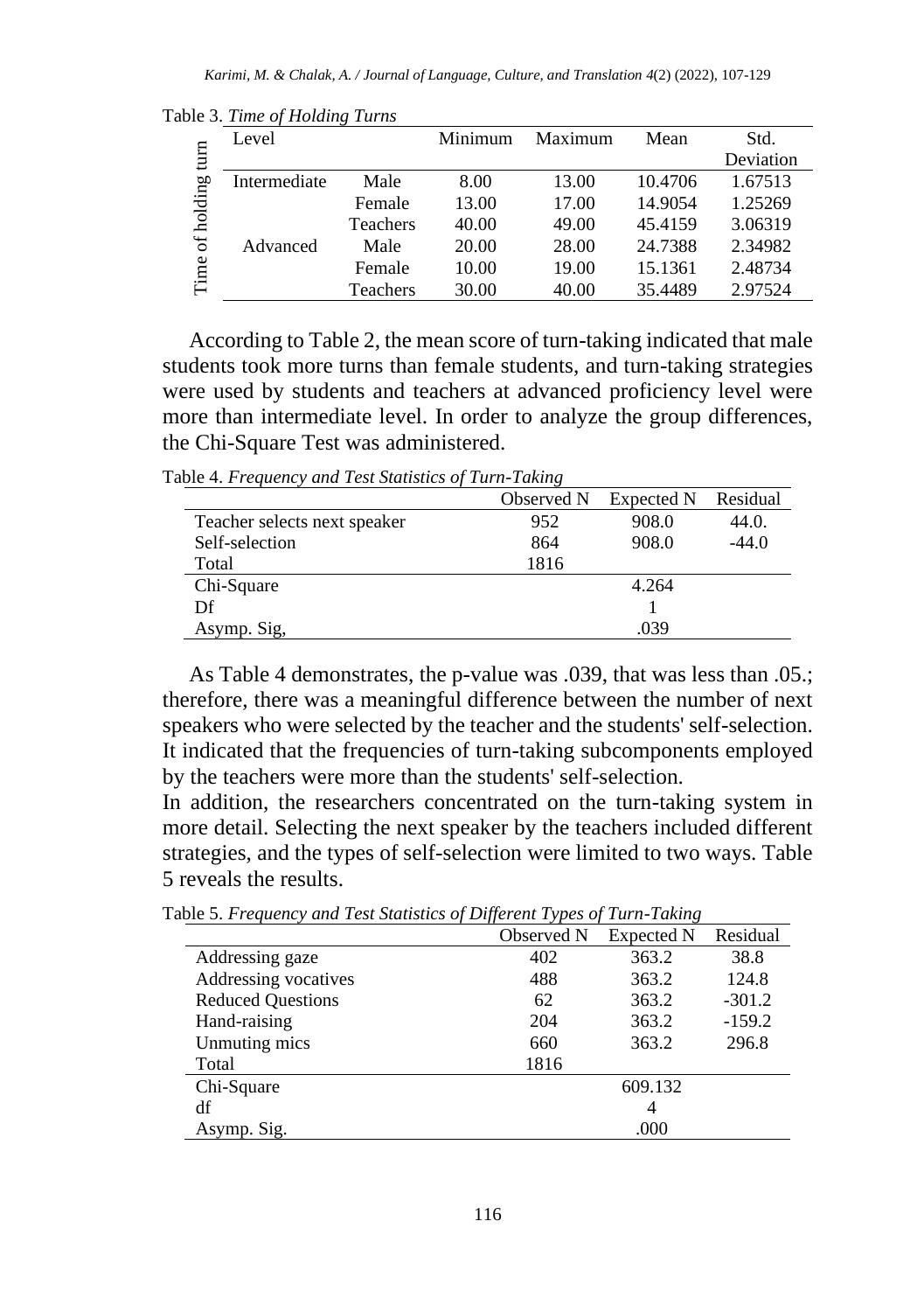Table 3. *Time of Holding Turns*

| | Level | | Minimum | Maximum | Mean | Std. Deviation |
|---|---|---|---|---|---|---|
| Time of holding turn | Intermediate | Male | 8.00 | 13.00 | 10.4706 | 1.67513 |
| | | Female | 13.00 | 17.00 | 14.9054 | 1.25269 |
| | | Teachers | 40.00 | 49.00 | 45.4159 | 3.06319 |
| | Advanced | Male | 20.00 | 28.00 | 24.7388 | 2.34982 |
| | | Female | 10.00 | 19.00 | 15.1361 | 2.48734 |
| | | Teachers | 30.00 | 40.00 | 35.4489 | 2.97524 |

According to Table 2, the mean score of turn-taking indicated that male students took more turns than female students, and turn-taking strategies were used by students and teachers at advanced proficiency level were more than intermediate level. In order to analyze the group differences, the Chi-Square Test was administered.

Table 4. *Frequency and Test Statistics of Turn-Taking*

| | Observed N | Expected N | Residual |
|---|---|---|---|
| Teacher selects next speaker | 952 | 908.0 | 44.0. |
| Self-selection | 864 | 908.0 | -44.0 |
| Total | 1816 | | |
| Chi-Square | | 4.264 | |
| Df | | 1 | |
| Asymp. Sig, | | .039 | |

As Table 4 demonstrates, the p-value was .039, that was less than .05.; therefore, there was a meaningful difference between the number of next speakers who were selected by the teacher and the students' self-selection. It indicated that the frequencies of turn-taking subcomponents employed by the teachers were more than the students' self-selection.

In addition, the researchers concentrated on the turn-taking system in more detail. Selecting the next speaker by the teachers included different strategies, and the types of self-selection were limited to two ways. Table 5 reveals the results.

Table 5. *Frequency and Test Statistics of Different Types of Turn-Taking*

| | Observed N | Expected N | Residual |
|---|---|---|---|
| Addressing gaze | 402 | 363.2 | 38.8 |
| Addressing vocatives | 488 | 363.2 | 124.8 |
| Reduced Questions | 62 | 363.2 | -301.2 |
| Hand-raising | 204 | 363.2 | -159.2 |
| Unmuting mics | 660 | 363.2 | 296.8 |
| Total | 1816 | | |
| Chi-Square | | 609.132 | |
| df | | 4 | |
| Asymp. Sig. | | .000 | |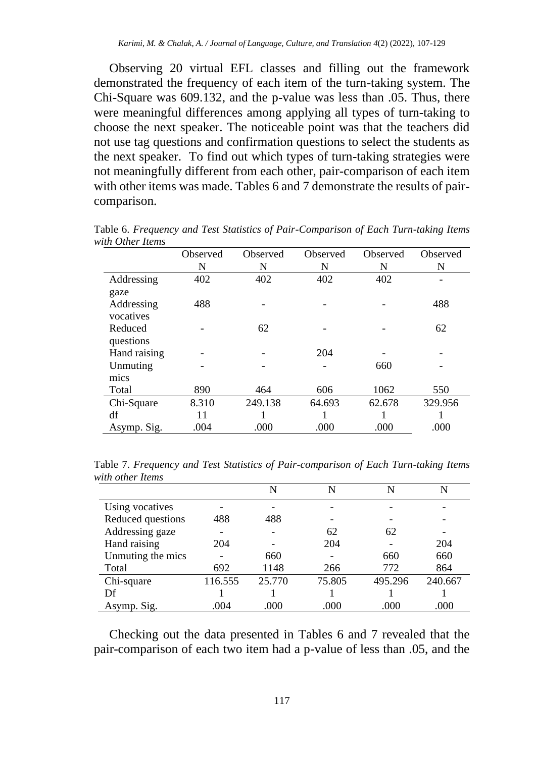Observing 20 virtual EFL classes and filling out the framework demonstrated the frequency of each item of the turn-taking system. The Chi-Square was 609.132, and the p-value was less than .05. Thus, there were meaningful differences among applying all types of turn-taking to choose the next speaker. The noticeable point was that the teachers did not use tag questions and confirmation questions to select the students as the next speaker. To find out which types of turn-taking strategies were not meaningfully different from each other, pair-comparison of each item with other items was made. Tables 6 and 7 demonstrate the results of pair-comparison.

Table 6. *Frequency and Test Statistics of Pair-Comparison of Each Turn-taking Items with Other Items*

| | Observed N | Observed N | Observed N | Observed N | Observed N |
|---|---|---|---|---|---|
| Addressing gaze | 402 | 402 | 402 | 402 | - |
| Addressing vocatives | 488 | - | - | - | 488 |
| Reduced questions | - | 62 | - | - | 62 |
| Hand raising | - | - | 204 | - | - |
| Unmuting mics | - | - | - | 660 | - |
| Total | 890 | 464 | 606 | 1062 | 550 |
| Chi-Square | 8.310 | 249.138 | 64.693 | 62.678 | 329.956 |
| df | 11 | 1 | 1 | 1 | 1 |
| Asymp. Sig. | .004 | .000 | .000 | .000 | .000 |

Table 7. *Frequency and Test Statistics of Pair-comparison of Each Turn-taking Items with other Items*

| | | N | N | N | N |
|---|---|---|---|---|---|
| Using vocatives | - | - | - | - | - |
| Reduced questions | 488 | 488 | - | - | - |
| Addressing gaze | - | - | 62 | 62 | - |
| Hand raising | 204 | - | 204 | - | 204 |
| Unmuting the mics | - | 660 | - | 660 | 660 |
| Total | 692 | 1148 | 266 | 772 | 864 |
| Chi-square | 116.555 | 25.770 | 75.805 | 495.296 | 240.667 |
| Df | 1 | 1 | 1 | 1 | 1 |
| Asymp. Sig. | .004 | .000 | .000 | .000 | .000 |

Checking out the data presented in Tables 6 and 7 revealed that the pair-comparison of each two item had a p-value of less than .05, and the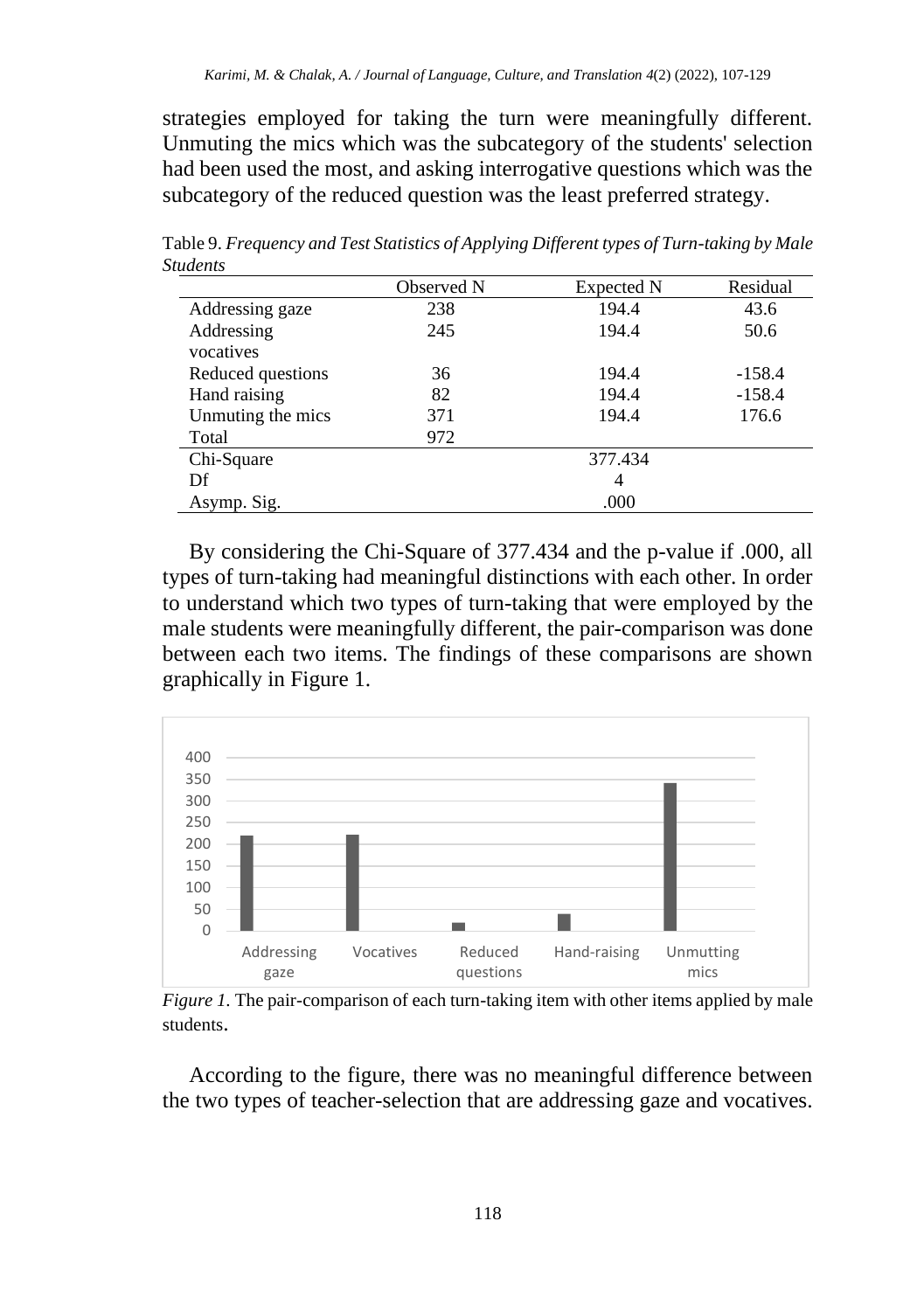strategies employed for taking the turn were meaningfully different. Unmuting the mics which was the subcategory of the students' selection had been used the most, and asking interrogative questions which was the subcategory of the reduced question was the least preferred strategy.

Table 9. *Frequency and Test Statistics of Applying Different types of Turn-taking by Male Students*

| | Observed N | Expected N | Residual |
|---|---|---|---|
| Addressing gaze | 238 | 194.4 | 43.6 |
| Addressing vocatives | 245 | 194.4 | 50.6 |
| Reduced questions | 36 | 194.4 | -158.4 |
| Hand raising | 82 | 194.4 | -158.4 |
| Unmuting the mics | 371 | 194.4 | 176.6 |
| Total | 972 | | |
| Chi-Square | | 377.434 | |
| Df | | 4 | |
| Asymp. Sig. | | .000 | |

By considering the Chi-Square of 377.434 and the p-value if .000, all types of turn-taking had meaningful distinctions with each other. In order to understand which two types of turn-taking that were employed by the male students were meaningfully different, the pair-comparison was done between each two items. The findings of these comparisons are shown graphically in Figure 1.

*Figure 1.* The pair-comparison of each turn-taking item with other items applied by male students.

According to the figure, there was no meaningful difference between the two types of teacher-selection that are addressing gaze and vocatives.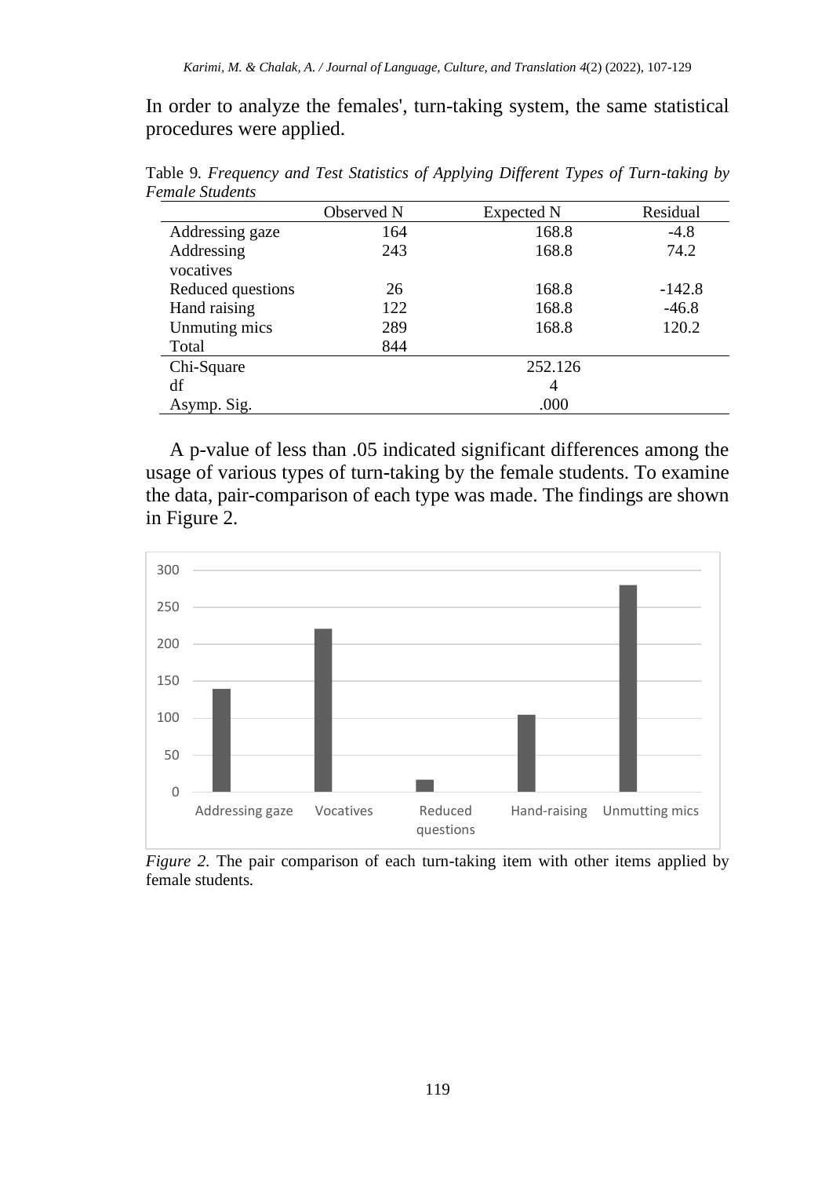In order to analyze the females', turn-taking system, the same statistical procedures were applied.

Table 9. *Frequency and Test Statistics of Applying Different Types of Turn-taking by Female Students*

| | Observed N | Expected N | Residual |
|---|---|---|---|
| Addressing gaze | 164 | 168.8 | -4.8 |
| Addressing vocatives | 243 | 168.8 | 74.2 |
| Reduced questions | 26 | 168.8 | -142.8 |
| Hand raising | 122 | 168.8 | -46.8 |
| Unmuting mics | 289 | 168.8 | 120.2 |
| Total | 844 | | |
| Chi-Square | | 252.126 | |
| df | | 4 | |
| Asymp. Sig. | | .000 | |

A p-value of less than .05 indicated significant differences among the usage of various types of turn-taking by the female students. To examine the data, pair-comparison of each type was made. The findings are shown in Figure 2.

*Figure 2.* The pair comparison of each turn-taking item with other items applied by female students.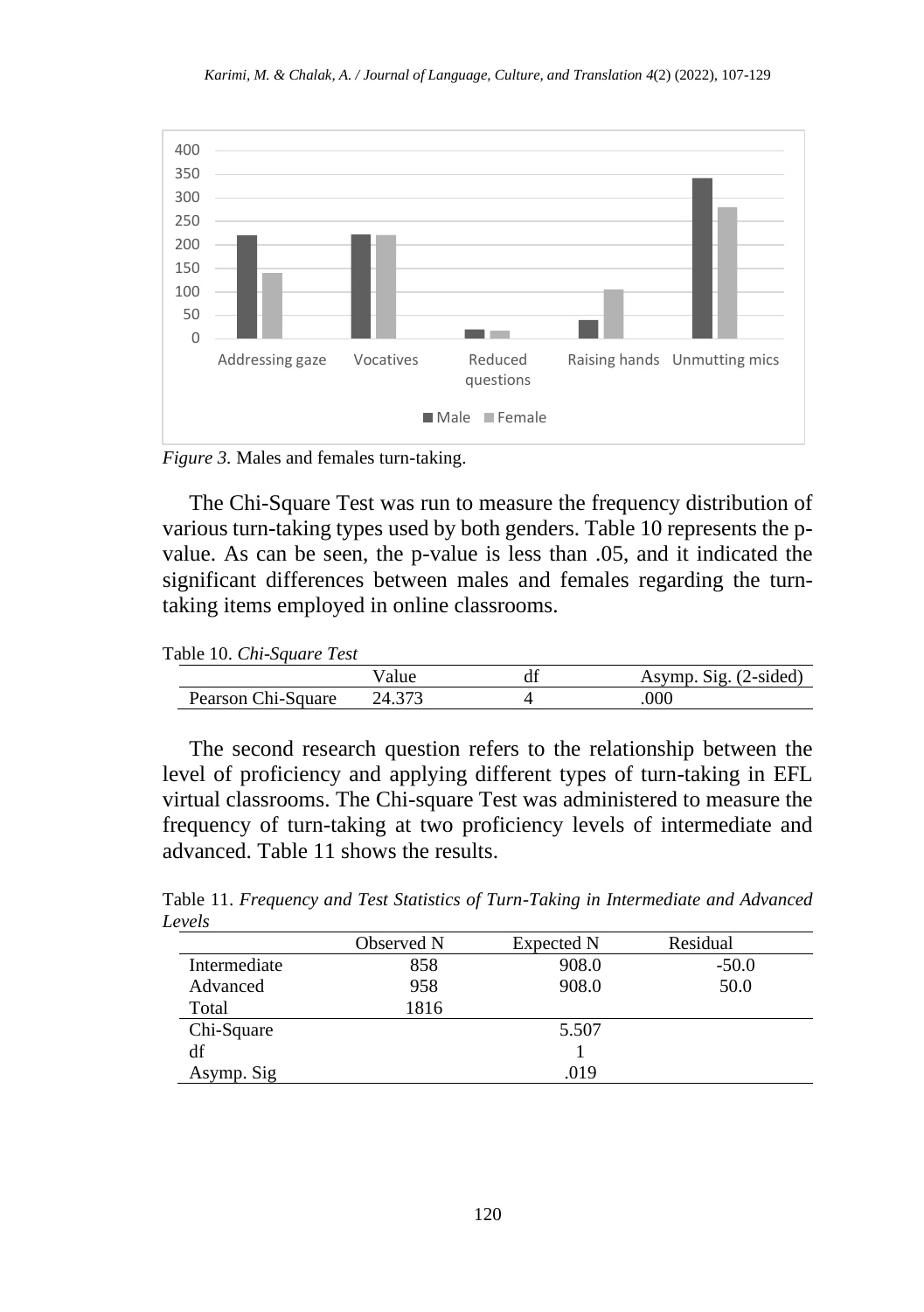*Figure 3.* Males and females turn-taking.

The Chi-Square Test was run to measure the frequency distribution of various turn-taking types used by both genders. Table 10 represents the p-value. As can be seen, the p-value is less than .05, and it indicated the significant differences between males and females regarding the turn-taking items employed in online classrooms.

Table 10. *Chi-Square Test*

| | Value | df | Asymp. Sig. (2-sided) |
|---|---|---|---|
| Pearson Chi-Square | 24.373 | 4 | .000 |

The second research question refers to the relationship between the level of proficiency and applying different types of turn-taking in EFL virtual classrooms. The Chi-square Test was administered to measure the frequency of turn-taking at two proficiency levels of intermediate and advanced. Table 11 shows the results.

Table 11. *Frequency and Test Statistics of Turn-Taking in Intermediate and Advanced Levels*

| | Observed N | Expected N | Residual |
|---|---|---|---|
| Intermediate | 858 | 908.0 | -50.0 |
| Advanced | 958 | 908.0 | 50.0 |
| Total | 1816 | | |
| Chi-Square | | 5.507 | |
| df | | 1 | |
| Asymp. Sig | | .019 | |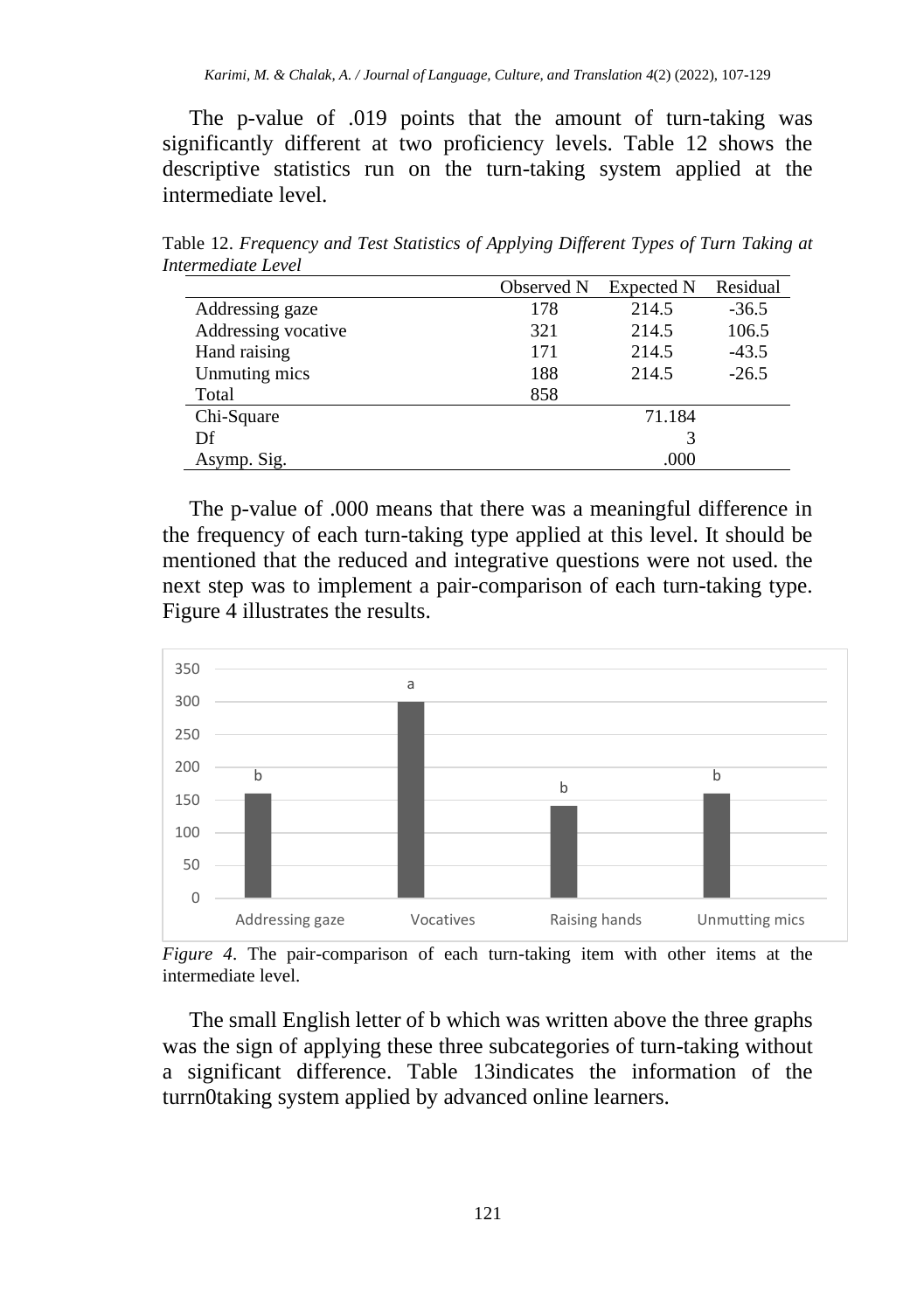The p-value of .019 points that the amount of turn-taking was significantly different at two proficiency levels. Table 12 shows the descriptive statistics run on the turn-taking system applied at the intermediate level.

Table 12. *Frequency and Test Statistics of Applying Different Types of Turn Taking at Intermediate Level*

| | Observed N | Expected N | Residual |
|---|---|---|---|
| Addressing gaze | 178 | 214.5 | -36.5 |
| Addressing vocative | 321 | 214.5 | 106.5 |
| Hand raising | 171 | 214.5 | -43.5 |
| Unmuting mics | 188 | 214.5 | -26.5 |
| Total | 858 | | |
| Chi-Square | | 71.184 | |
| Df | | 3 | |
| Asymp. Sig. | | .000 | |

The p-value of .000 means that there was a meaningful difference in the frequency of each turn-taking type applied at this level. It should be mentioned that the reduced and integrative questions were not used. the next step was to implement a pair-comparison of each turn-taking type. Figure 4 illustrates the results.

*Figure 4*. The pair-comparison of each turn-taking item with other items at the intermediate level.

The small English letter of b which was written above the three graphs was the sign of applying these three subcategories of turn-taking without a significant difference. Table 13indicates the information of the turrn0taking system applied by advanced online learners.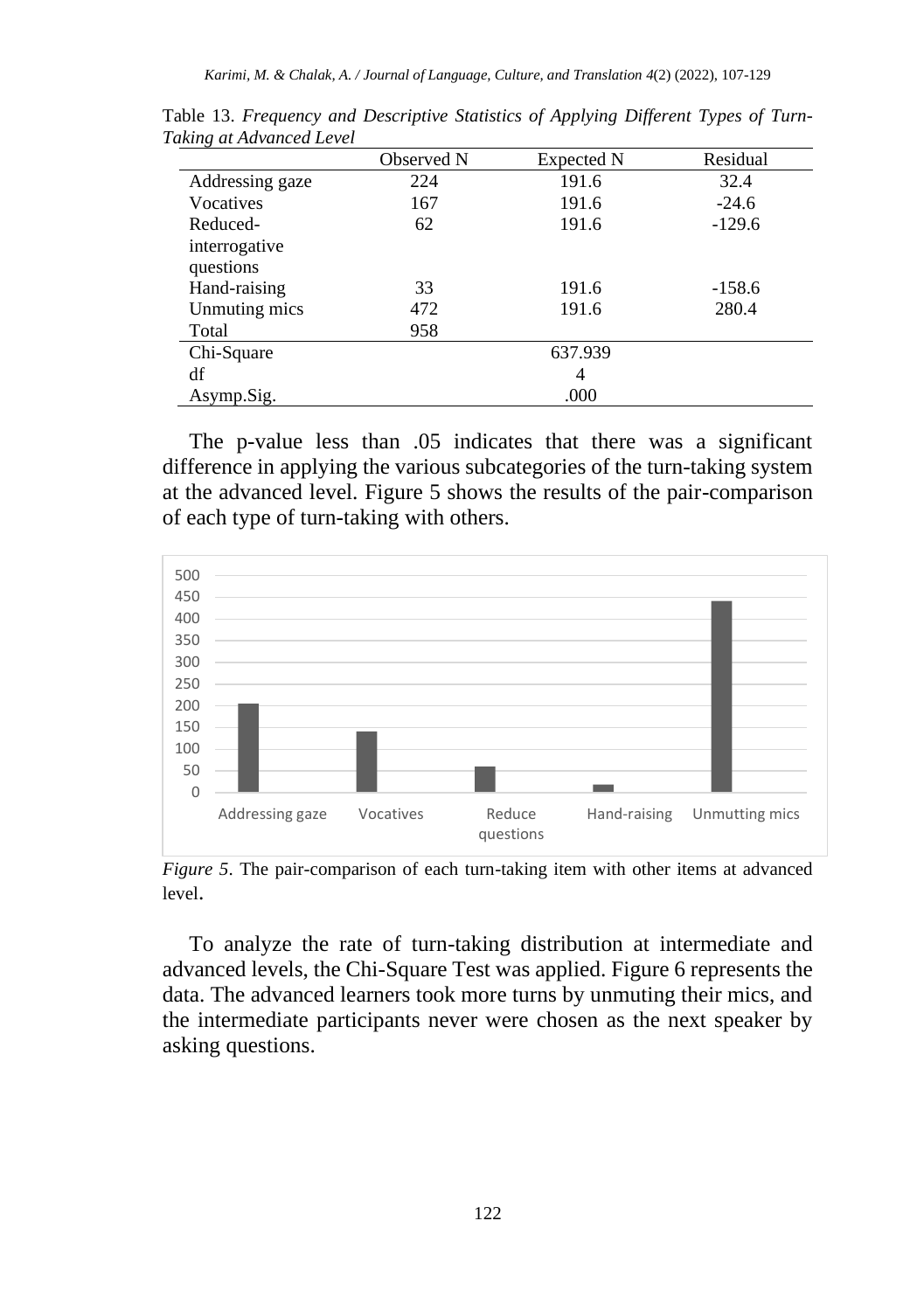Table 13. *Frequency and Descriptive Statistics of Applying Different Types of Turn-Taking at Advanced Level*

| | Observed N | Expected N | Residual |
|---|---|---|---|
| Addressing gaze | 224 | 191.6 | 32.4 |
| Vocatives | 167 | 191.6 | -24.6 |
| Reduced-interrogative questions | 62 | 191.6 | -129.6 |
| Hand-raising | 33 | 191.6 | -158.6 |
| Unmuting mics | 472 | 191.6 | 280.4 |
| Total | 958 | | |
| Chi-Square | | 637.939 | |
| df | | 4 | |
| Asymp.Sig. | | .000 | |

The p-value less than .05 indicates that there was a significant difference in applying the various subcategories of the turn-taking system at the advanced level. Figure 5 shows the results of the pair-comparison of each type of turn-taking with others.

*Figure 5*. The pair-comparison of each turn-taking item with other items at advanced level.

To analyze the rate of turn-taking distribution at intermediate and advanced levels, the Chi-Square Test was applied. Figure 6 represents the data. The advanced learners took more turns by unmuting their mics, and the intermediate participants never were chosen as the next speaker by asking questions.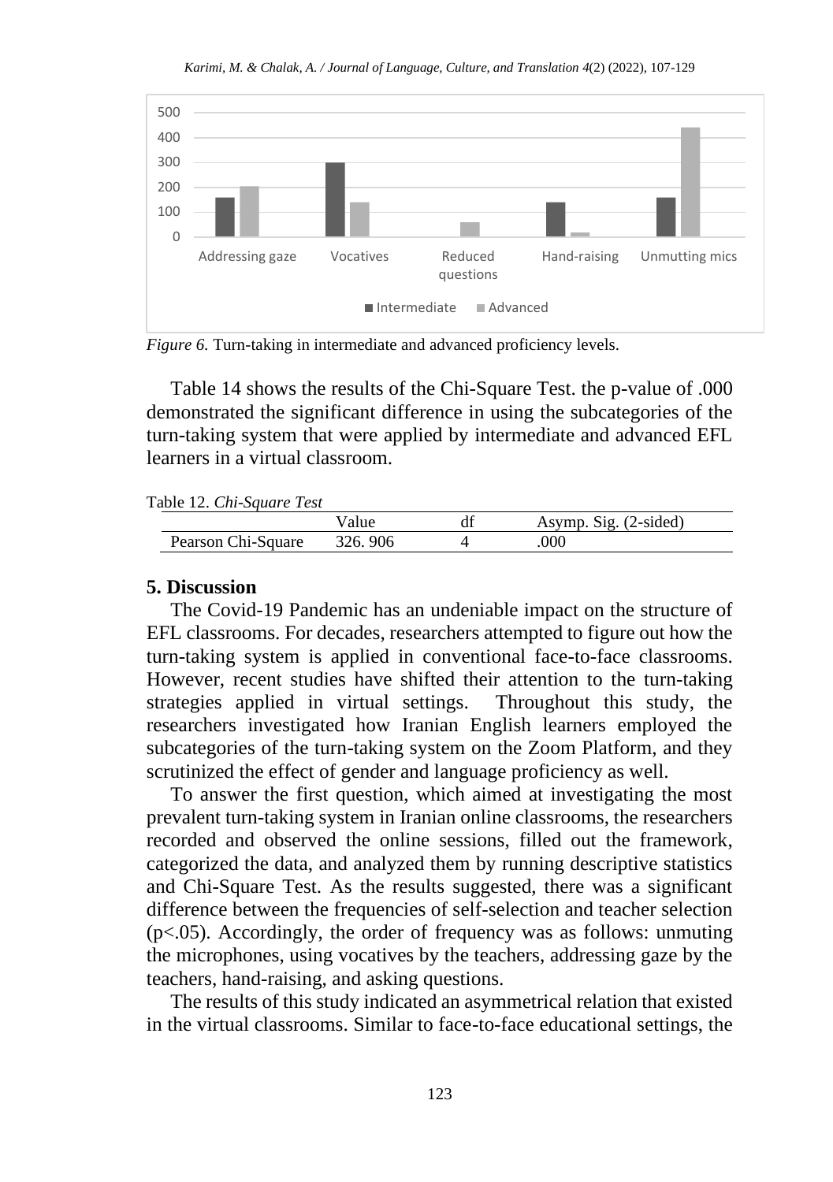*Figure 6.* Turn-taking in intermediate and advanced proficiency levels.

Table 14 shows the results of the Chi-Square Test. the p-value of .000 demonstrated the significant difference in using the subcategories of the turn-taking system that were applied by intermediate and advanced EFL learners in a virtual classroom.

Table 12. *Chi-Square Test*

| | Value | df | Asymp. Sig. (2-sided) |
|---|---|---|---|
| Pearson Chi-Square | 326. 906 | 4 | .000 |

## 5. Discussion

The Covid-19 Pandemic has an undeniable impact on the structure of EFL classrooms. For decades, researchers attempted to figure out how the turn-taking system is applied in conventional face-to-face classrooms. However, recent studies have shifted their attention to the turn-taking strategies applied in virtual settings. Throughout this study, the researchers investigated how Iranian English learners employed the subcategories of the turn-taking system on the Zoom Platform, and they scrutinized the effect of gender and language proficiency as well.

To answer the first question, which aimed at investigating the most prevalent turn-taking system in Iranian online classrooms, the researchers recorded and observed the online sessions, filled out the framework, categorized the data, and analyzed them by running descriptive statistics and Chi-Square Test. As the results suggested, there was a significant difference between the frequencies of self-selection and teacher selection ($p<.05$). Accordingly, the order of frequency was as follows: unmuting the microphones, using vocatives by the teachers, addressing gaze by the teachers, hand-raising, and asking questions.

The results of this study indicated an asymmetrical relation that existed in the virtual classrooms. Similar to face-to-face educational settings, the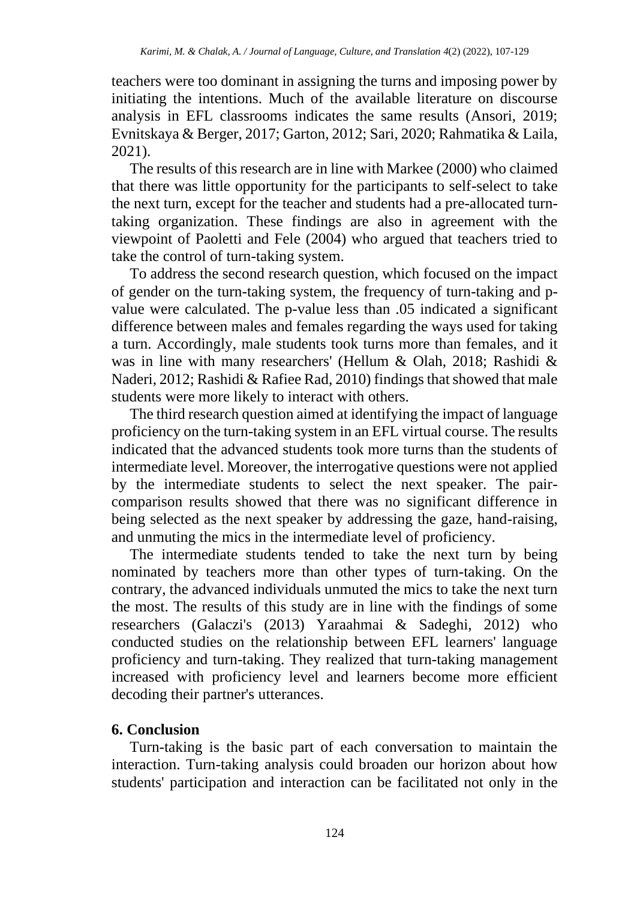teachers were too dominant in assigning the turns and imposing power by initiating the intentions. Much of the available literature on discourse analysis in EFL classrooms indicates the same results (Ansori, 2019; Evnitskaya & Berger, 2017; Garton, 2012; Sari, 2020; Rahmatika & Laila, 2021).

The results of this research are in line with Markee (2000) who claimed that there was little opportunity for the participants to self-select to take the next turn, except for the teacher and students had a pre-allocated turn-taking organization. These findings are also in agreement with the viewpoint of Paoletti and Fele (2004) who argued that teachers tried to take the control of turn-taking system.

To address the second research question, which focused on the impact of gender on the turn-taking system, the frequency of turn-taking and p-value were calculated. The p-value less than .05 indicated a significant difference between males and females regarding the ways used for taking a turn. Accordingly, male students took turns more than females, and it was in line with many researchers' (Hellum & Olah, 2018; Rashidi & Naderi, 2012; Rashidi & Rafiee Rad, 2010) findings that showed that male students were more likely to interact with others.

The third research question aimed at identifying the impact of language proficiency on the turn-taking system in an EFL virtual course. The results indicated that the advanced students took more turns than the students of intermediate level. Moreover, the interrogative questions were not applied by the intermediate students to select the next speaker. The pair-comparison results showed that there was no significant difference in being selected as the next speaker by addressing the gaze, hand-raising, and unmuting the mics in the intermediate level of proficiency.

The intermediate students tended to take the next turn by being nominated by teachers more than other types of turn-taking. On the contrary, the advanced individuals unmuted the mics to take the next turn the most. The results of this study are in line with the findings of some researchers (Galaczi's (2013) Yaraahmai & Sadeghi, 2012) who conducted studies on the relationship between EFL learners' language proficiency and turn-taking. They realized that turn-taking management increased with proficiency level and learners become more efficient decoding their partner's utterances.

## 6. Conclusion

Turn-taking is the basic part of each conversation to maintain the interaction. Turn-taking analysis could broaden our horizon about how students' participation and interaction can be facilitated not only in the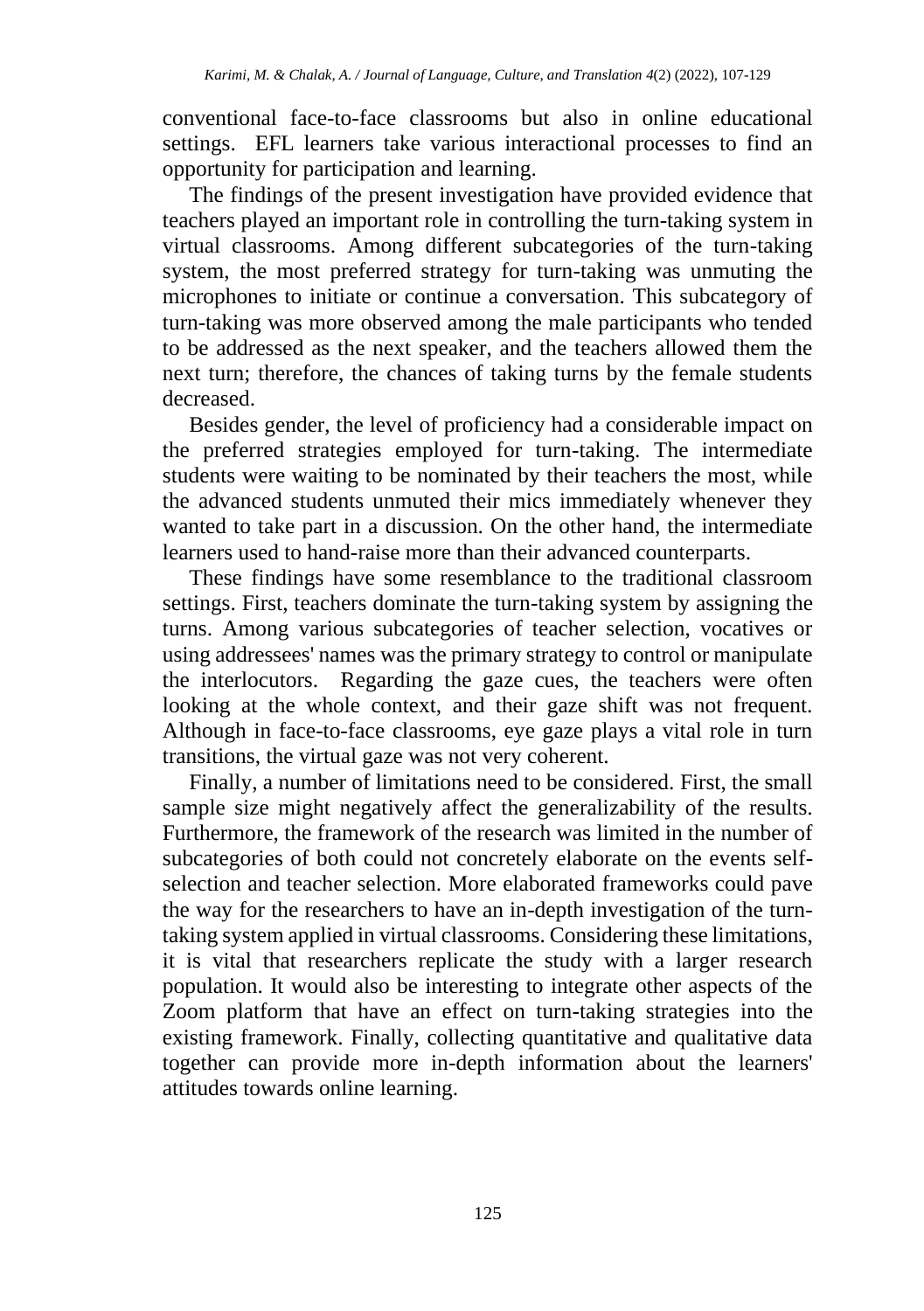conventional face-to-face classrooms but also in online educational settings. EFL learners take various interactional processes to find an opportunity for participation and learning.

The findings of the present investigation have provided evidence that teachers played an important role in controlling the turn-taking system in virtual classrooms. Among different subcategories of the turn-taking system, the most preferred strategy for turn-taking was unmuting the microphones to initiate or continue a conversation. This subcategory of turn-taking was more observed among the male participants who tended to be addressed as the next speaker, and the teachers allowed them the next turn; therefore, the chances of taking turns by the female students decreased.

Besides gender, the level of proficiency had a considerable impact on the preferred strategies employed for turn-taking. The intermediate students were waiting to be nominated by their teachers the most, while the advanced students unmuted their mics immediately whenever they wanted to take part in a discussion. On the other hand, the intermediate learners used to hand-raise more than their advanced counterparts.

These findings have some resemblance to the traditional classroom settings. First, teachers dominate the turn-taking system by assigning the turns. Among various subcategories of teacher selection, vocatives or using addressees' names was the primary strategy to control or manipulate the interlocutors. Regarding the gaze cues, the teachers were often looking at the whole context, and their gaze shift was not frequent. Although in face-to-face classrooms, eye gaze plays a vital role in turn transitions, the virtual gaze was not very coherent.

Finally, a number of limitations need to be considered. First, the small sample size might negatively affect the generalizability of the results. Furthermore, the framework of the research was limited in the number of subcategories of both could not concretely elaborate on the events self-selection and teacher selection. More elaborated frameworks could pave the way for the researchers to have an in-depth investigation of the turn-taking system applied in virtual classrooms. Considering these limitations, it is vital that researchers replicate the study with a larger research population. It would also be interesting to integrate other aspects of the Zoom platform that have an effect on turn-taking strategies into the existing framework. Finally, collecting quantitative and qualitative data together can provide more in-depth information about the learners' attitudes towards online learning.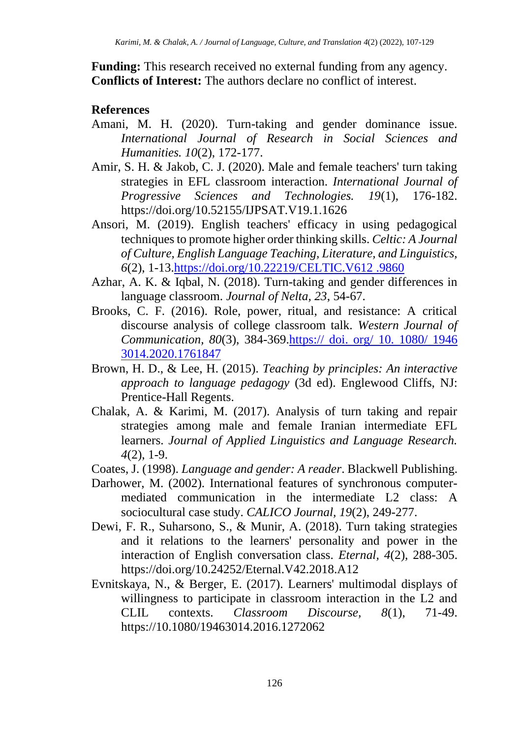**Funding:** This research received no external funding from any agency.
**Conflicts of Interest:** The authors declare no conflict of interest.

**References**

Amani, M. H. (2020). Turn-taking and gender dominance issue. *International Journal of Research in Social Sciences and Humanities. 10*(2), 172-177.

Amir, S. H. & Jakob, C. J. (2020). Male and female teachers' turn taking strategies in EFL classroom interaction. *International Journal of Progressive Sciences and Technologies. 19*(1), 176-182. https://doi.org/10.52155/IJPSAT.V19.1.1626

Ansori, M. (2019). English teachers' efficacy in using pedagogical techniques to promote higher order thinking skills. *Celtic: A Journal of Culture, English Language Teaching, Literature, and Linguistics, 6*(2), 1-13.https://doi.org/10.22219/CELTIC.V612 .9860

Azhar, A. K. & Iqbal, N. (2018). Turn-taking and gender differences in language classroom. *Journal of Nelta, 23*, 54-67.

Brooks, C. F. (2016). Role, power, ritual, and resistance: A critical discourse analysis of college classroom talk. *Western Journal of Communication*, *80*(3), 384-369.https:// doi. org/ 10. 1080/ 1946 3014.2020.1761847

Brown, H. D., & Lee, H. (2015). *Teaching by principles: An interactive approach to language pedagogy* (3d ed). Englewood Cliffs, NJ: Prentice-Hall Regents.

Chalak, A. & Karimi, M. (2017). Analysis of turn taking and repair strategies among male and female Iranian intermediate EFL learners. *Journal of Applied Linguistics and Language Research. 4*(2), 1-9.

Coates, J. (1998). *Language and gender: A reader*. Blackwell Publishing.

Darhower, M. (2002). International features of synchronous computer-mediated communication in the intermediate L2 class: A sociocultural case study. *CALICO Journal*, *19*(2), 249-277.

Dewi, F. R., Suharsono, S., & Munir, A. (2018). Turn taking strategies and it relations to the learners' personality and power in the interaction of English conversation class. *Eternal, 4*(2), 288-305. https://doi.org/10.24252/Eternal.V42.2018.A12

Evnitskaya, N., & Berger, E. (2017). Learners' multimodal displays of willingness to participate in classroom interaction in the L2 and CLIL contexts. *Classroom Discourse, 8*(1), 71-49. https://10.1080/19463014.2016.1272062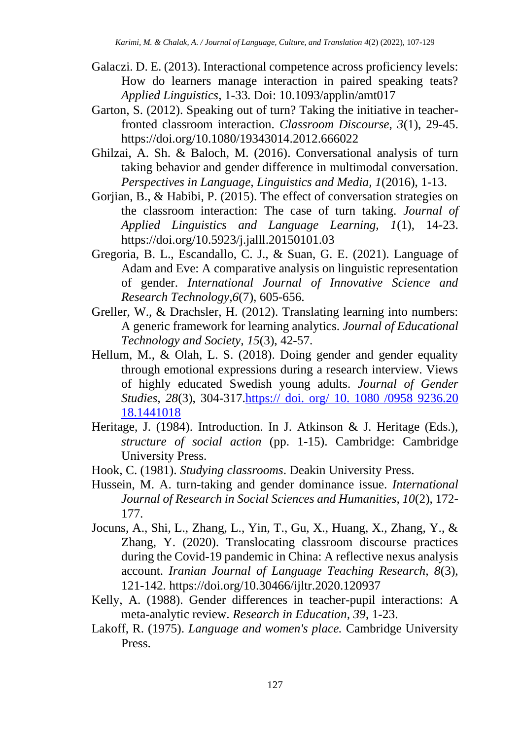Galaczi. D. E. (2013). Interactional competence across proficiency levels: How do learners manage interaction in paired speaking teats? *Applied Linguistics*, 1-33. Doi: 10.1093/applin/amt017

Garton, S. (2012). Speaking out of turn? Taking the initiative in teacher-fronted classroom interaction. *Classroom Discourse, 3*(1), 29-45. https://doi.org/10.1080/19343014.2012.666022

Ghilzai, A. Sh. & Baloch, M. (2016). Conversational analysis of turn taking behavior and gender difference in multimodal conversation. *Perspectives in Language, Linguistics and Media, 1*(2016), 1-13.

Gorjian, B., & Habibi, P. (2015). The effect of conversation strategies on the classroom interaction: The case of turn taking. *Journal of Applied Linguistics and Language Learning, 1*(1), 14-23. https://doi.org/10.5923/j.jalll.20150101.03

Gregoria, B. L., Escandallo, C. J., & Suan, G. E. (2021). Language of Adam and Eve: A comparative analysis on linguistic representation of gender. *International Journal of Innovative Science and Research Technology,6*(7), 605-656.

Greller, W., & Drachsler, H. (2012). Translating learning into numbers: A generic framework for learning analytics. *Journal of Educational Technology and Society*, *15*(3), 42-57.

Hellum, M., & Olah, L. S. (2018). Doing gender and gender equality through emotional expressions during a research interview. Views of highly educated Swedish young adults. *Journal of Gender Studies, 28*(3), 304-317.https:// doi. org/ 10. 1080 /0958 9236.20 18.1441018

Heritage, J. (1984). Introduction. In J. Atkinson & J. Heritage (Eds.), *structure of social action* (pp. 1-15). Cambridge: Cambridge University Press.

Hook, C. (1981). *Studying classrooms*. Deakin University Press.

Hussein, M. A. turn-taking and gender dominance issue. *International Journal of Research in Social Sciences and Humanities, 10*(2), 172-177.

Jocuns, A., Shi, L., Zhang, L., Yin, T., Gu, X., Huang, X., Zhang, Y., & Zhang, Y. (2020). Translocating classroom discourse practices during the Covid-19 pandemic in China: A reflective nexus analysis account. *Iranian Journal of Language Teaching Research, 8*(3), 121-142. https://doi.org/10.30466/ijltr.2020.120937

Kelly, A. (1988). Gender differences in teacher-pupil interactions: A meta-analytic review. *Research in Education, 39*, 1-23.

Lakoff, R. (1975). *Language and women's place.* Cambridge University Press.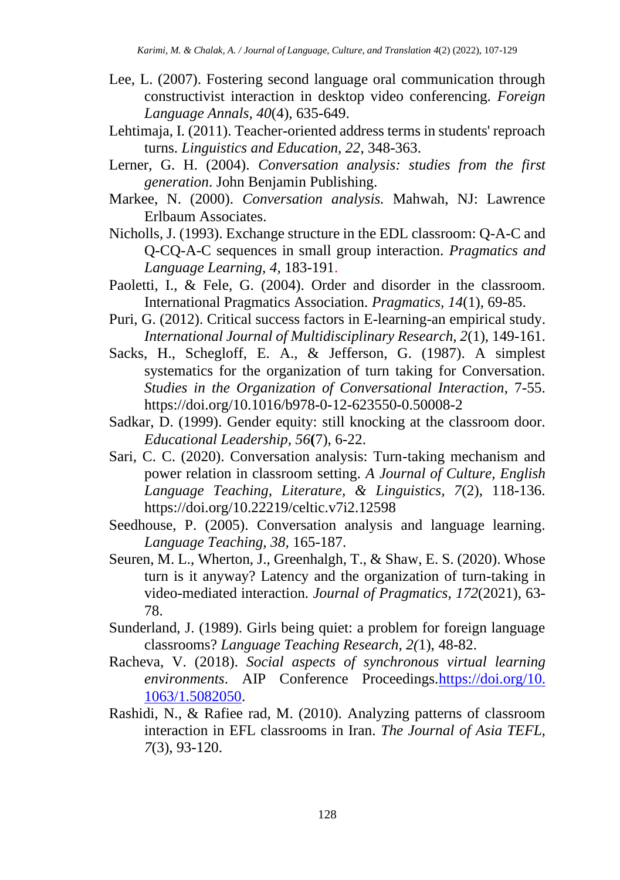Lee, L. (2007). Fostering second language oral communication through constructivist interaction in desktop video conferencing. *Foreign Language Annals, 40*(4), 635-649.

Lehtimaja, I. (2011). Teacher-oriented address terms in students' reproach turns. *Linguistics and Education, 22*, 348-363.

Lerner, G. H. (2004). *Conversation analysis: studies from the first generation*. John Benjamin Publishing.

Markee, N. (2000). *Conversation analysis.* Mahwah, NJ: Lawrence Erlbaum Associates.

Nicholls, J. (1993). Exchange structure in the EDL classroom: Q-A-C and Q-CQ-A-C sequences in small group interaction. *Pragmatics and Language Learning, 4*, 183-191.

Paoletti, I., & Fele, G. (2004). Order and disorder in the classroom. International Pragmatics Association. *Pragmatics, 14*(1), 69-85.

Puri, G. (2012). Critical success factors in E-learning-an empirical study. *International Journal of Multidisciplinary Research, 2*(1), 149-161.

Sacks, H., Schegloff, E. A., & Jefferson, G. (1987). A simplest systematics for the organization of turn taking for Conversation. *Studies in the Organization of Conversational Interaction*, 7-55. https://doi.org/10.1016/b978-0-12-623550-0.50008-2

Sadkar, D. (1999). Gender equity: still knocking at the classroom door. *Educational Leadership, 56*(7), 6-22.

Sari, C. C. (2020). Conversation analysis: Turn-taking mechanism and power relation in classroom setting. *A Journal of Culture, English Language Teaching, Literature, & Linguistics, 7*(2), 118-136. https://doi.org/10.22219/celtic.v7i2.12598

Seedhouse, P. (2005). Conversation analysis and language learning. *Language Teaching, 38*, 165-187.

Seuren, M. L., Wherton, J., Greenhalgh, T., & Shaw, E. S. (2020). Whose turn is it anyway? Latency and the organization of turn-taking in video-mediated interaction. *Journal of Pragmatics, 172*(2021), 63-78.

Sunderland, J. (1989). Girls being quiet: a problem for foreign language classrooms? *Language Teaching Research, 2(*1), 48-82.

Racheva, V. (2018). *Social aspects of synchronous virtual learning environments*. AIP Conference Proceedings.https://doi.org/10.1063/1.5082050.

Rashidi, N., & Rafiee rad, M. (2010). Analyzing patterns of classroom interaction in EFL classrooms in Iran. *The Journal of Asia TEFL, 7*(3), 93-120.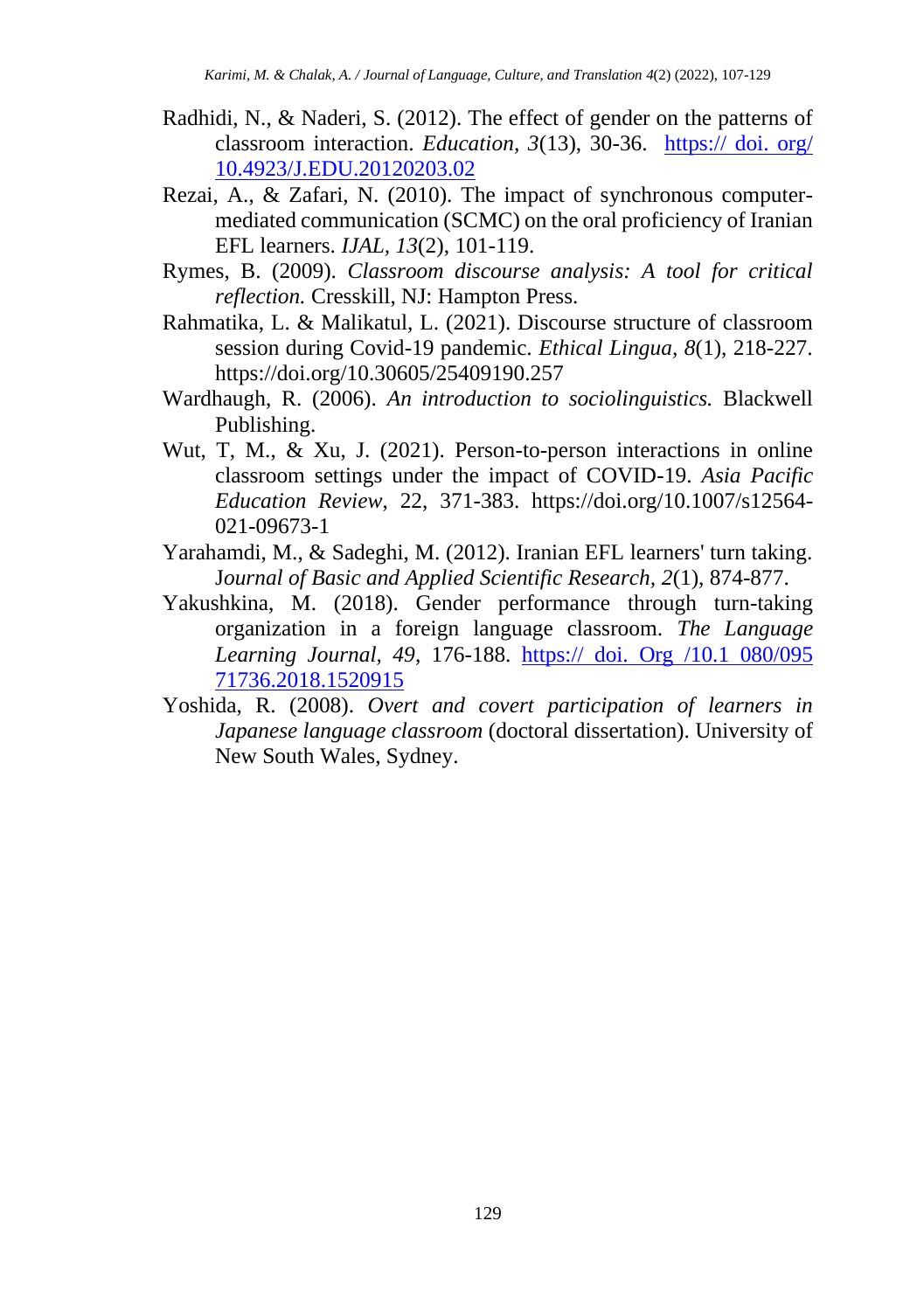Radhidi, N., & Naderi, S. (2012). The effect of gender on the patterns of classroom interaction. *Education, 3*(13), 30-36. [https:// doi. org/ 10.4923/J.EDU.20120203.02](https://doi.org/10.4923/J.EDU.20120203.02)

Rezai, A., & Zafari, N. (2010). The impact of synchronous computer-mediated communication (SCMC) on the oral proficiency of Iranian EFL learners. *IJAL, 13*(2), 101-119.

Rymes, B. (2009). *Classroom discourse analysis: A tool for critical reflection.* Cresskill, NJ: Hampton Press.

Rahmatika, L. & Malikatul, L. (2021). Discourse structure of classroom session during Covid-19 pandemic. *Ethical Lingua, 8*(1), 218-227. https://doi.org/10.30605/25409190.257

Wardhaugh, R. (2006). *An introduction to sociolinguistics.* Blackwell Publishing.

Wut, T, M., & Xu, J. (2021). Person-to-person interactions in online classroom settings under the impact of COVID-19. *Asia Pacific Education Review*, 22, 371-383. https://doi.org/10.1007/s12564-021-09673-1

Yarahamdi, M., & Sadeghi, M. (2012). Iranian EFL learners' turn taking. J*ournal of Basic and Applied Scientific Research, 2*(1), 874-877.

Yakushkina, M. (2018). Gender performance through turn-taking organization in a foreign language classroom. *The Language Learning Journal, 49*, 176-188. [https:// doi. Org /10.1 080/095 71736.2018.1520915](https://doi.org/10.1080/09571736.2018.1520915)

Yoshida, R. (2008). *Overt and covert participation of learners in Japanese language classroom* (doctoral dissertation). University of New South Wales, Sydney.